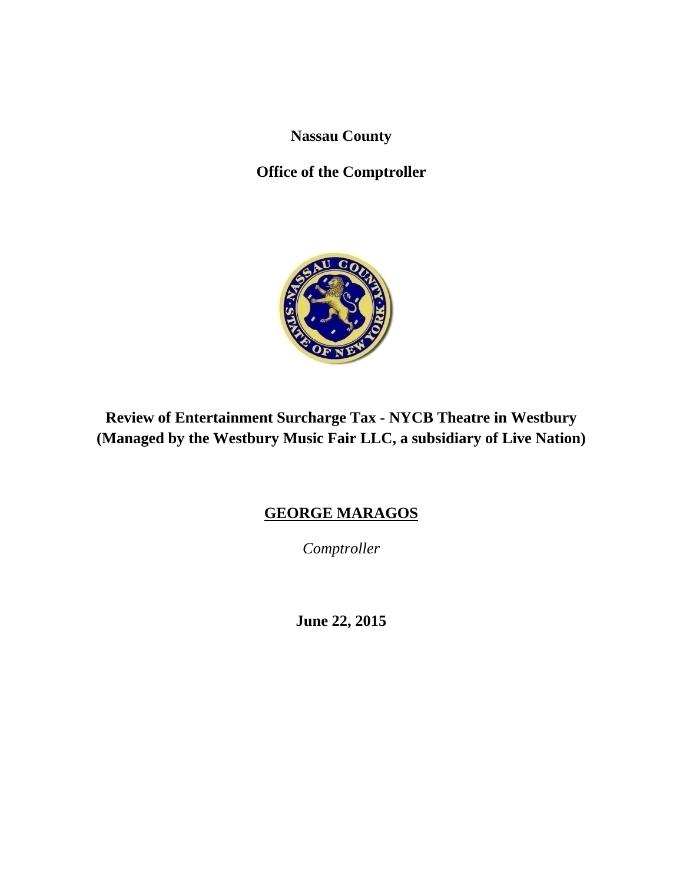**Nassau County**

**Office of the Comptroller**

# Review of Entertainment Surcharge Tax - NYCB Theatre in Westbury (Managed by the Westbury Music Fair LLC, a subsidiary of Live Nation)

**GEORGE MARAGOS**

*Comptroller*

**June 22, 2015**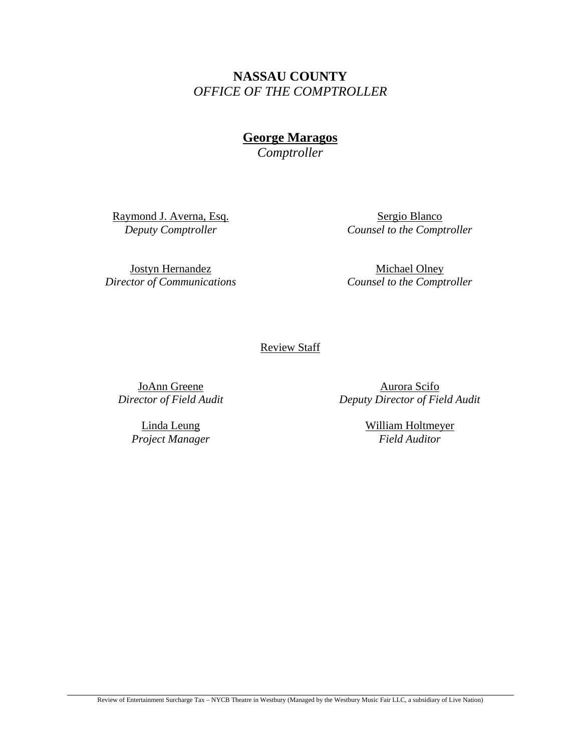**NASSAU COUNTY**
*OFFICE OF THE COMPTROLLER*

**George Maragos**
*Comptroller*

Raymond J. Averna, Esq.
*Deputy Comptroller*

Sergio Blanco
*Counsel to the Comptroller*

Jostyn Hernandez
*Director of Communications*

Michael Olney
*Counsel to the Comptroller*

Review Staff

JoAnn Greene
*Director of Field Audit*

Aurora Scifo
*Deputy Director of Field Audit*

Linda Leung
*Project Manager*

William Holtmeyer
*Field Auditor*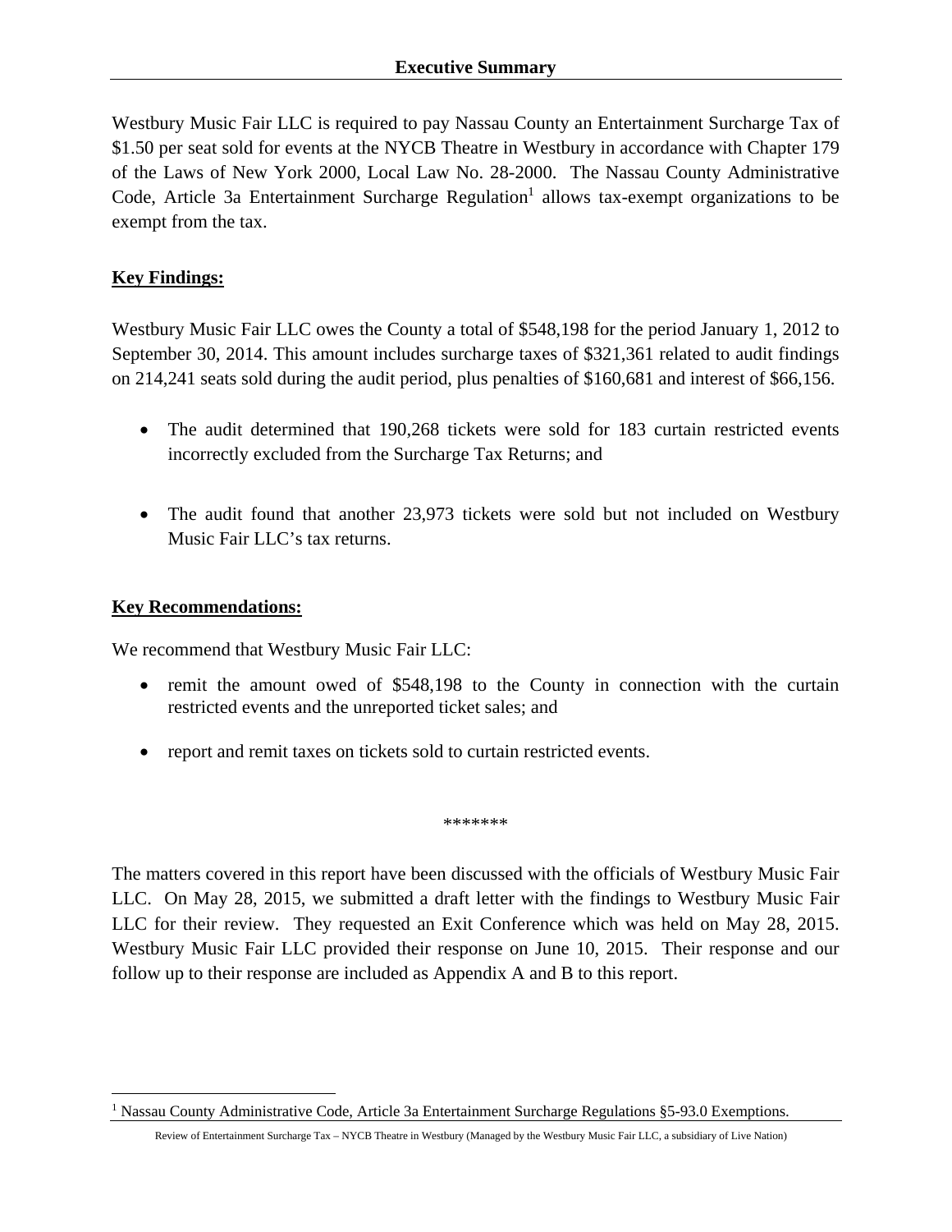## Executive Summary

Westbury Music Fair LLC is required to pay Nassau County an Entertainment Surcharge Tax of $1.50 per seat sold for events at the NYCB Theatre in Westbury in accordance with Chapter 179 of the Laws of New York 2000, Local Law No. 28-2000. The Nassau County Administrative Code, Article 3a Entertainment Surcharge Regulation[1] allows tax-exempt organizations to be exempt from the tax.

**Key Findings:**

Westbury Music Fair LLC owes the County a total of $548,198 for the period January 1, 2012 to September 30, 2014. This amount includes surcharge taxes of $321,361 related to audit findings on 214,241 seats sold during the audit period, plus penalties of $160,681 and interest of $66,156.

- The audit determined that 190,268 tickets were sold for 183 curtain restricted events incorrectly excluded from the Surcharge Tax Returns; and

- The audit found that another 23,973 tickets were sold but not included on Westbury Music Fair LLC's tax returns.

**Key Recommendations:**

We recommend that Westbury Music Fair LLC:

- remit the amount owed of $548,198 to the County in connection with the curtain restricted events and the unreported ticket sales; and

- report and remit taxes on tickets sold to curtain restricted events.

*******

The matters covered in this report have been discussed with the officials of Westbury Music Fair LLC. On May 28, 2015, we submitted a draft letter with the findings to Westbury Music Fair LLC for their review. They requested an Exit Conference which was held on May 28, 2015. Westbury Music Fair LLC provided their response on June 10, 2015. Their response and our follow up to their response are included as Appendix A and B to this report.

[1] Nassau County Administrative Code, Article 3a Entertainment Surcharge Regulations §5-93.0 Exemptions.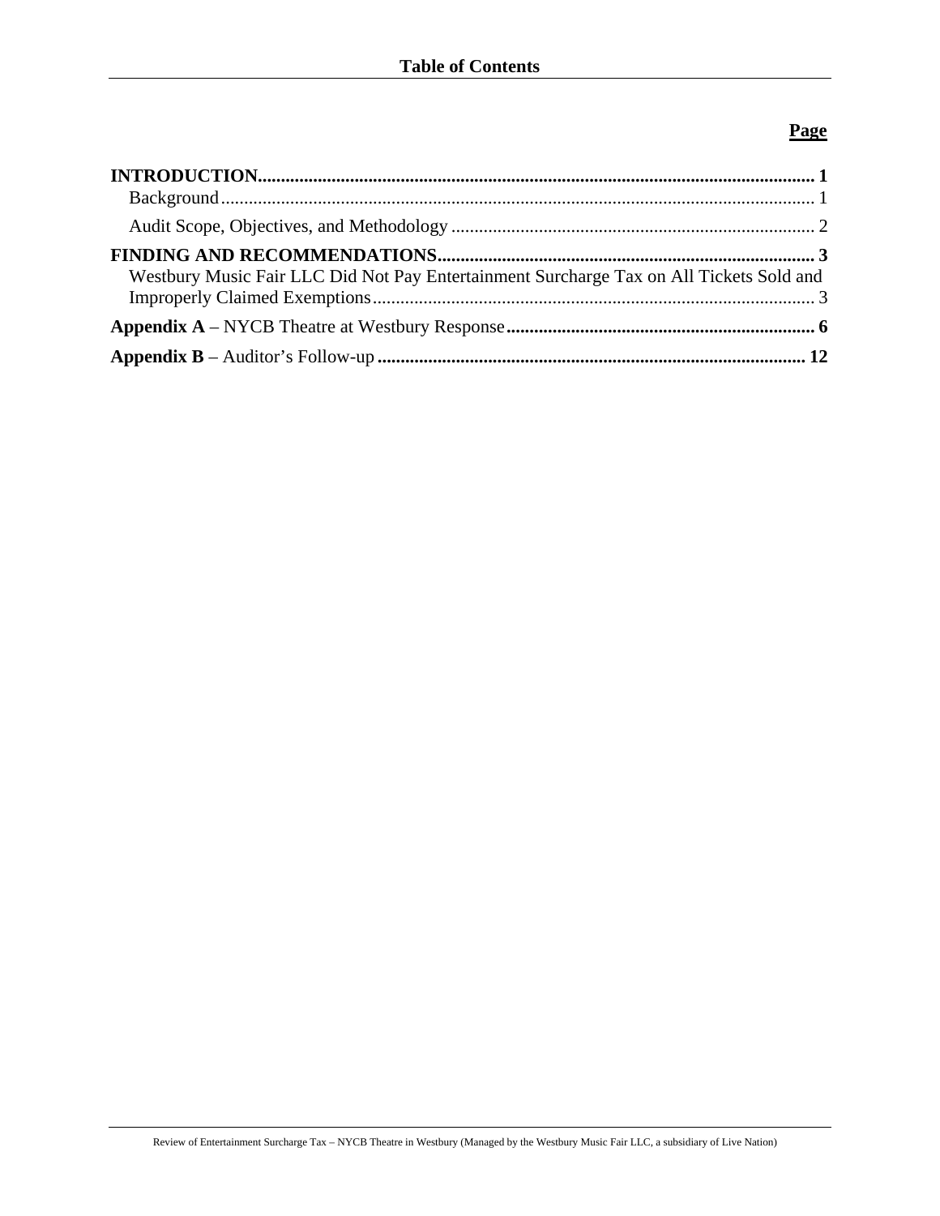# Table of Contents

| | **Page** |
|---|---|
| **INTRODUCTION** | **1** |
| Background | 1 |
| Audit Scope, Objectives, and Methodology | 2 |
| **FINDING AND RECOMMENDATIONS** | **3** |
| Westbury Music Fair LLC Did Not Pay Entertainment Surcharge Tax on All Tickets Sold and Improperly Claimed Exemptions | 3 |
| **Appendix A** – NYCB Theatre at Westbury Response | **6** |
| **Appendix B** – Auditor's Follow-up | **12** |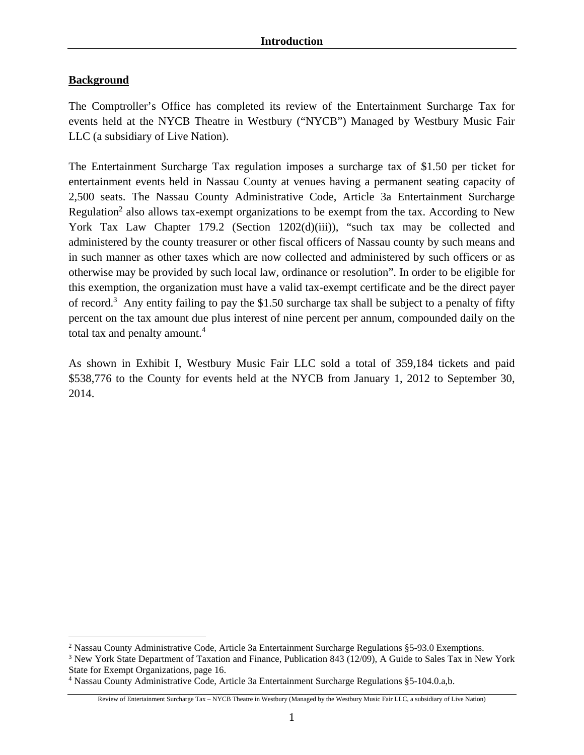## Introduction

### Background

The Comptroller's Office has completed its review of the Entertainment Surcharge Tax for events held at the NYCB Theatre in Westbury ("NYCB") Managed by Westbury Music Fair LLC (a subsidiary of Live Nation).

The Entertainment Surcharge Tax regulation imposes a surcharge tax of $1.50 per ticket for entertainment events held in Nassau County at venues having a permanent seating capacity of 2,500 seats. The Nassau County Administrative Code, Article 3a Entertainment Surcharge Regulation[2] also allows tax-exempt organizations to be exempt from the tax. According to New York Tax Law Chapter 179.2 (Section 1202(d)(iii)), "such tax may be collected and administered by the county treasurer or other fiscal officers of Nassau county by such means and in such manner as other taxes which are now collected and administered by such officers or as otherwise may be provided by such local law, ordinance or resolution". In order to be eligible for this exemption, the organization must have a valid tax-exempt certificate and be the direct payer of record.[3] Any entity failing to pay the $1.50 surcharge tax shall be subject to a penalty of fifty percent on the tax amount due plus interest of nine percent per annum, compounded daily on the total tax and penalty amount.[4]

As shown in Exhibit I, Westbury Music Fair LLC sold a total of 359,184 tickets and paid $538,776 to the County for events held at the NYCB from January 1, 2012 to September 30, 2014.

---

[2] Nassau County Administrative Code, Article 3a Entertainment Surcharge Regulations §5-93.0 Exemptions.

[3] New York State Department of Taxation and Finance, Publication 843 (12/09), A Guide to Sales Tax in New York State for Exempt Organizations, page 16.

[4] Nassau County Administrative Code, Article 3a Entertainment Surcharge Regulations §5-104.0.a,b.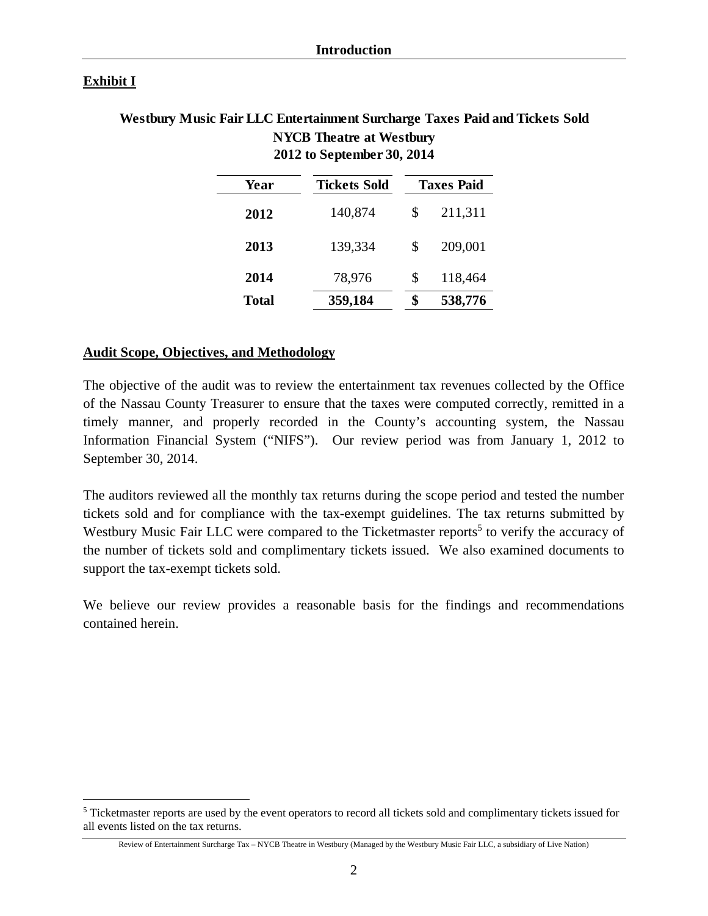**Exhibit I**

**Westbury Music Fair LLC Entertainment Surcharge Taxes Paid and Tickets Sold**
**NYCB Theatre at Westbury**
**2012 to September 30, 2014**

| Year | Tickets Sold | Taxes Paid |
|---|---|---|
| **2012** | 140,874 | $ 211,311 |
| **2013** | 139,334 | $ 209,001 |
| **2014** | 78,976 | $ 118,464 |
| **Total** | **359,184** | **$ 538,776** |

**Audit Scope, Objectives, and Methodology**

The objective of the audit was to review the entertainment tax revenues collected by the Office of the Nassau County Treasurer to ensure that the taxes were computed correctly, remitted in a timely manner, and properly recorded in the County's accounting system, the Nassau Information Financial System ("NIFS"). Our review period was from January 1, 2012 to September 30, 2014.

The auditors reviewed all the monthly tax returns during the scope period and tested the number tickets sold and for compliance with the tax-exempt guidelines. The tax returns submitted by Westbury Music Fair LLC were compared to the Ticketmaster reports[5] to verify the accuracy of the number of tickets sold and complimentary tickets issued. We also examined documents to support the tax-exempt tickets sold.

We believe our review provides a reasonable basis for the findings and recommendations contained herein.

[5] Ticketmaster reports are used by the event operators to record all tickets sold and complimentary tickets issued for all events listed on the tax returns.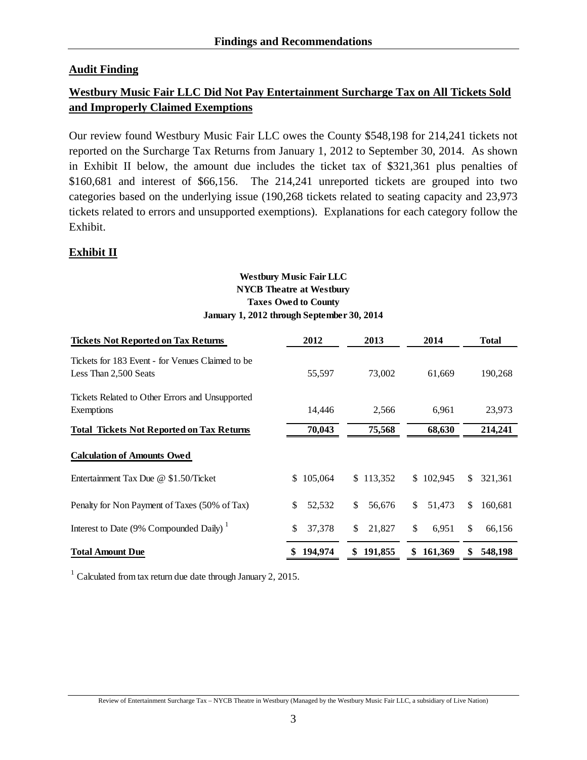## Findings and Recommendations

### Audit Finding

### Westbury Music Fair LLC Did Not Pay Entertainment Surcharge Tax on All Tickets Sold and Improperly Claimed Exemptions

Our review found Westbury Music Fair LLC owes the County $548,198 for 214,241 tickets not reported on the Surcharge Tax Returns from January 1, 2012 to September 30, 2014. As shown in Exhibit II below, the amount due includes the ticket tax of $321,361 plus penalties of $160,681 and interest of $66,156. The 214,241 unreported tickets are grouped into two categories based on the underlying issue (190,268 tickets related to seating capacity and 23,973 tickets related to errors and unsupported exemptions). Explanations for each category follow the Exhibit.

### Exhibit II

**Westbury Music Fair LLC**
**NYCB Theatre at Westbury**
**Taxes Owed to County**
**January 1, 2012 through September 30, 2014**

| Tickets Not Reported on Tax Returns | 2012 | 2013 | 2014 | Total |
|---|---|---|---|---|
| Tickets for 183 Event - for Venues Claimed to be Less Than 2,500 Seats | 55,597 | 73,002 | 61,669 | 190,268 |
| Tickets Related to Other Errors and Unsupported Exemptions | 14,446 | 2,566 | 6,961 | 23,973 |
| **Total Tickets Not Reported on Tax Returns** | **70,043** | **75,568** | **68,630** | **214,241** |
| **Calculation of Amounts Owed** | | | | |
| Entertainment Tax Due @ $1.50/Ticket | $ 105,064 | $ 113,352 | $ 102,945 | $ 321,361 |
| Penalty for Non Payment of Taxes (50% of Tax) | $ 52,532 | $ 56,676 | $ 51,473 | $ 160,681 |
| Interest to Date (9% Compounded Daily) [1] | $ 37,378 | $ 21,827 | $ 6,951 | $ 66,156 |
| **Total Amount Due** | **$ 194,974** | **$ 191,855** | **$ 161,369** | **$ 548,198** |

[1] Calculated from tax return due date through January 2, 2015.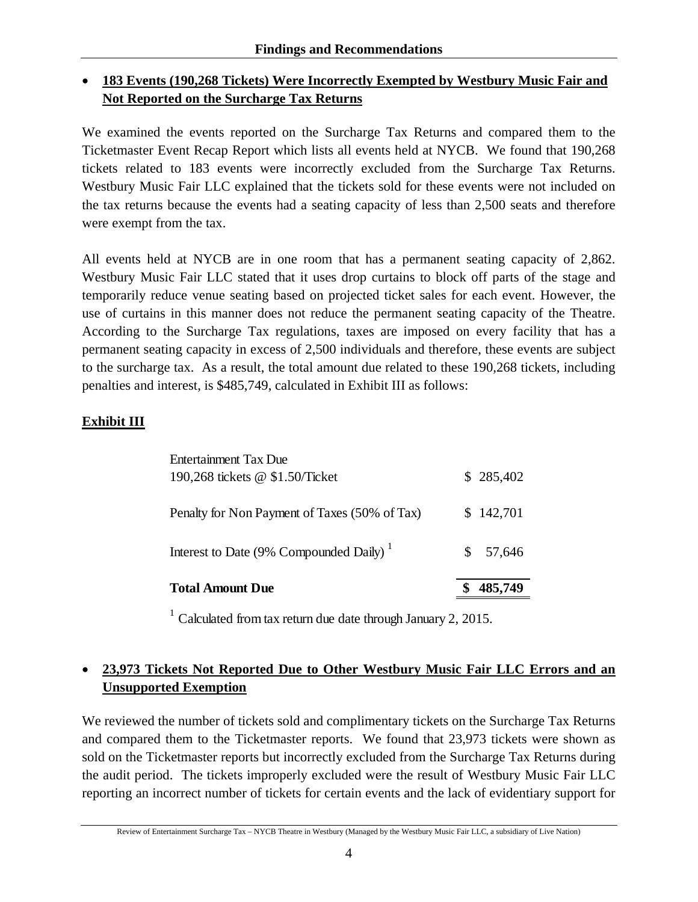## Findings and Recommendations

- **183 Events (190,268 Tickets) Were Incorrectly Exempted by Westbury Music Fair and Not Reported on the Surcharge Tax Returns**

We examined the events reported on the Surcharge Tax Returns and compared them to the Ticketmaster Event Recap Report which lists all events held at NYCB. We found that 190,268 tickets related to 183 events were incorrectly excluded from the Surcharge Tax Returns. Westbury Music Fair LLC explained that the tickets sold for these events were not included on the tax returns because the events had a seating capacity of less than 2,500 seats and therefore were exempt from the tax.

All events held at NYCB are in one room that has a permanent seating capacity of 2,862. Westbury Music Fair LLC stated that it uses drop curtains to block off parts of the stage and temporarily reduce venue seating based on projected ticket sales for each event. However, the use of curtains in this manner does not reduce the permanent seating capacity of the Theatre. According to the Surcharge Tax regulations, taxes are imposed on every facility that has a permanent seating capacity in excess of 2,500 individuals and therefore, these events are subject to the surcharge tax. As a result, the total amount due related to these 190,268 tickets, including penalties and interest, is $485,749, calculated in Exhibit III as follows:

**Exhibit III**

| | |
|---|---|
| Entertainment Tax Due<br>190,268 tickets @ $1.50/Ticket | $ 285,402 |
| Penalty for Non Payment of Taxes (50% of Tax) | $ 142,701 |
| Interest to Date (9% Compounded Daily) [1] | $ 57,646 |
| **Total Amount Due** | **$ 485,749** |

[1] Calculated from tax return due date through January 2, 2015.

- **23,973 Tickets Not Reported Due to Other Westbury Music Fair LLC Errors and an Unsupported Exemption**

We reviewed the number of tickets sold and complimentary tickets on the Surcharge Tax Returns and compared them to the Ticketmaster reports. We found that 23,973 tickets were shown as sold on the Ticketmaster reports but incorrectly excluded from the Surcharge Tax Returns during the audit period. The tickets improperly excluded were the result of Westbury Music Fair LLC reporting an incorrect number of tickets for certain events and the lack of evidentiary support for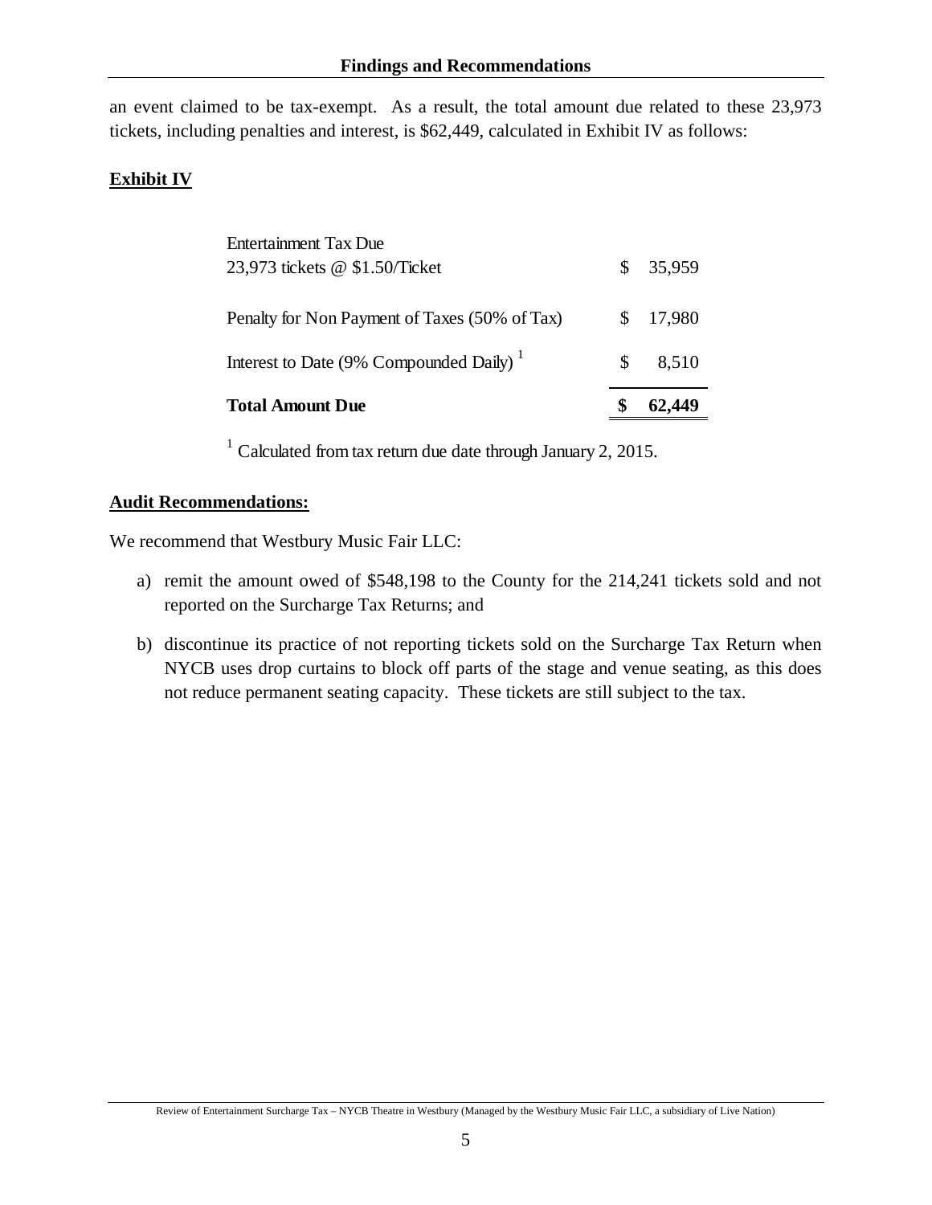an event claimed to be tax-exempt. As a result, the total amount due related to these 23,973 tickets, including penalties and interest, is $62,449, calculated in Exhibit IV as follows:

**Exhibit IV**

| | |
|---|---|
| Entertainment Tax Due<br>23,973 tickets @ $1.50/Ticket | $ 35,959 |
| Penalty for Non Payment of Taxes (50% of Tax) | $ 17,980 |
| Interest to Date (9% Compounded Daily) [1] | $ 8,510 |
| **Total Amount Due** | **$ 62,449** |

[1] Calculated from tax return due date through January 2, 2015.

**Audit Recommendations:**

We recommend that Westbury Music Fair LLC:

a) remit the amount owed of $548,198 to the County for the 214,241 tickets sold and not reported on the Surcharge Tax Returns; and

b) discontinue its practice of not reporting tickets sold on the Surcharge Tax Return when NYCB uses drop curtains to block off parts of the stage and venue seating, as this does not reduce permanent seating capacity. These tickets are still subject to the tax.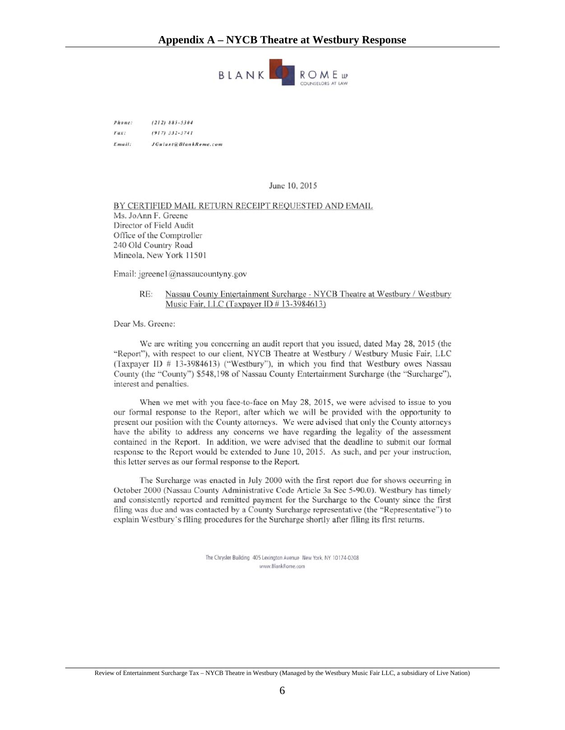## Appendix A – NYCB Theatre at Westbury Response

BLANK ROME LLP
COUNSELORS AT LAW

Phone: (212) 885-5304
Fax: (917) 332-3741
Email: JGulant@BlankRome.com

June 10, 2015

BY CERTIFIED MAIL RETURN RECEIPT REQUESTED AND EMAIL
Ms. JoAnn F. Greene
Director of Field Audit
Office of the Comptroller
240 Old Country Road
Mineola, New York 11501

Email: jgreene1@nassaucountyny.gov

RE: Nassau County Entertainment Surcharge - NYCB Theatre at Westbury / Westbury Music Fair, LLC (Taxpayer ID # 13-3984613)

Dear Ms. Greene:

We are writing you concerning an audit report that you issued, dated May 28, 2015 (the "Report"), with respect to our client, NYCB Theatre at Westbury / Westbury Music Fair, LLC (Taxpayer ID # 13-3984613) ("Westbury"), in which you find that Westbury owes Nassau County (the "County") $548,198 of Nassau County Entertainment Surcharge (the "Surcharge"), interest and penalties.

When we met with you face-to-face on May 28, 2015, we were advised to issue to you our formal response to the Report, after which we will be provided with the opportunity to present our position with the County attorneys. We were advised that only the County attorneys have the ability to address any concerns we have regarding the legality of the assessment contained in the Report. In addition, we were advised that the deadline to submit our formal response to the Report would be extended to June 10, 2015. As such, and per your instruction, this letter serves as our formal response to the Report.

The Surcharge was enacted in July 2000 with the first report due for shows occurring in October 2000 (Nassau County Administrative Code Article 3a Sec 5-90.0). Westbury has timely and consistently reported and remitted payment for the Surcharge to the County since the first filing was due and was contacted by a County Surcharge representative (the "Representative") to explain Westbury's filing procedures for the Surcharge shortly after filing its first returns.

The Chrysler Building 405 Lexington Avenue New York, NY 10174-0208
www.BlankRome.com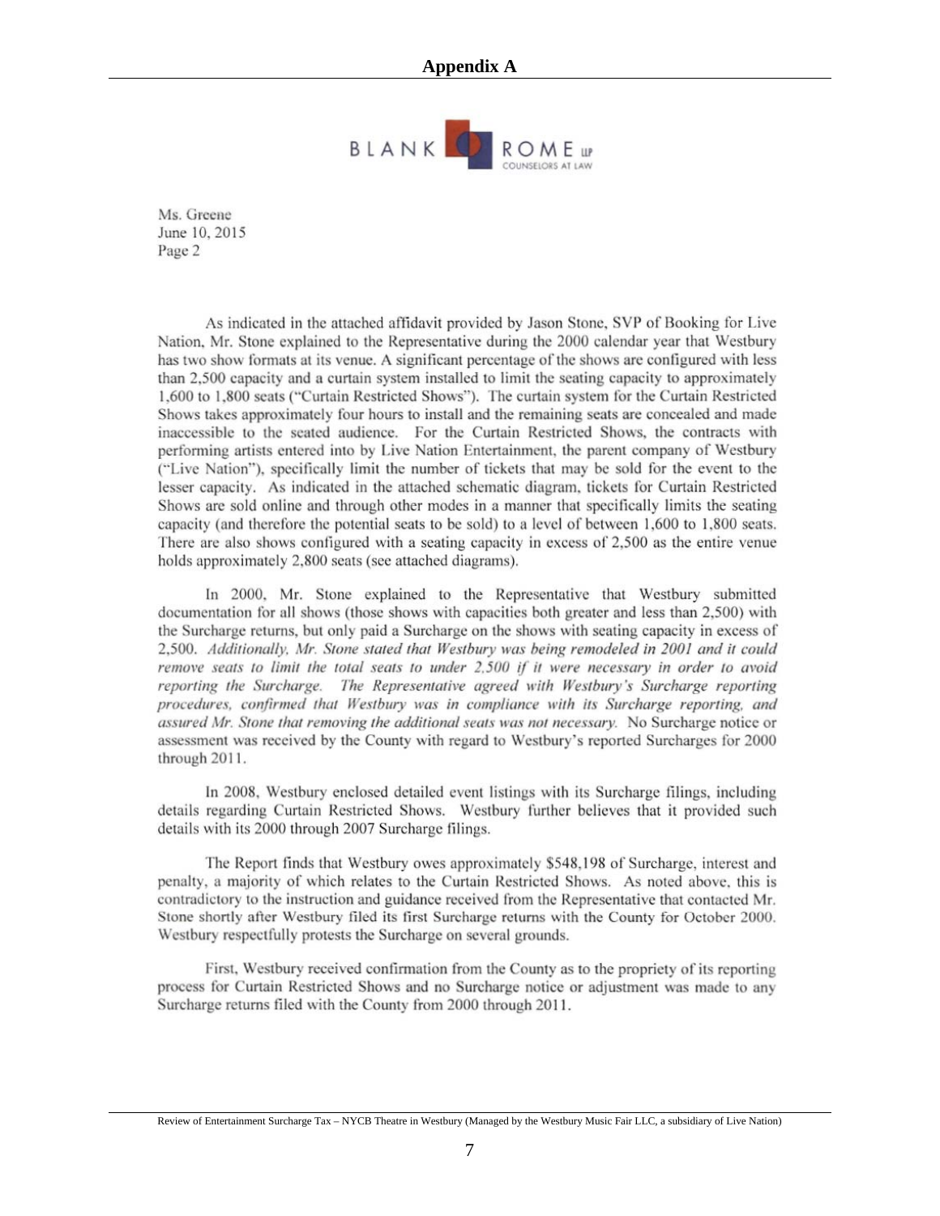## Appendix A

BLANK ROME LLP
COUNSELORS AT LAW

Ms. Greene
June 10, 2015
Page 2

As indicated in the attached affidavit provided by Jason Stone, SVP of Booking for Live Nation, Mr. Stone explained to the Representative during the 2000 calendar year that Westbury has two show formats at its venue. A significant percentage of the shows are configured with less than 2,500 capacity and a curtain system installed to limit the seating capacity to approximately 1,600 to 1,800 seats ("Curtain Restricted Shows"). The curtain system for the Curtain Restricted Shows takes approximately four hours to install and the remaining seats are concealed and made inaccessible to the seated audience. For the Curtain Restricted Shows, the contracts with performing artists entered into by Live Nation Entertainment, the parent company of Westbury ("Live Nation"), specifically limit the number of tickets that may be sold for the event to the lesser capacity. As indicated in the attached schematic diagram, tickets for Curtain Restricted Shows are sold online and through other modes in a manner that specifically limits the seating capacity (and therefore the potential seats to be sold) to a level of between 1,600 to 1,800 seats. There are also shows configured with a seating capacity in excess of 2,500 as the entire venue holds approximately 2,800 seats (see attached diagrams).

In 2000, Mr. Stone explained to the Representative that Westbury submitted documentation for all shows (those shows with capacities both greater and less than 2,500) with the Surcharge returns, but only paid a Surcharge on the shows with seating capacity in excess of 2,500. *Additionally, Mr. Stone stated that Westbury was being remodeled in 2001 and it could remove seats to limit the total seats to under 2,500 if it were necessary in order to avoid reporting the Surcharge. The Representative agreed with Westbury's Surcharge reporting procedures, confirmed that Westbury was in compliance with its Surcharge reporting, and assured Mr. Stone that removing the additional seats was not necessary.* No Surcharge notice or assessment was received by the County with regard to Westbury's reported Surcharges for 2000 through 2011.

In 2008, Westbury enclosed detailed event listings with its Surcharge filings, including details regarding Curtain Restricted Shows. Westbury further believes that it provided such details with its 2000 through 2007 Surcharge filings.

The Report finds that Westbury owes approximately $548,198 of Surcharge, interest and penalty, a majority of which relates to the Curtain Restricted Shows. As noted above, this is contradictory to the instruction and guidance received from the Representative that contacted Mr. Stone shortly after Westbury filed its first Surcharge returns with the County for October 2000. Westbury respectfully protests the Surcharge on several grounds.

First, Westbury received confirmation from the County as to the propriety of its reporting process for Curtain Restricted Shows and no Surcharge notice or adjustment was made to any Surcharge returns filed with the County from 2000 through 2011.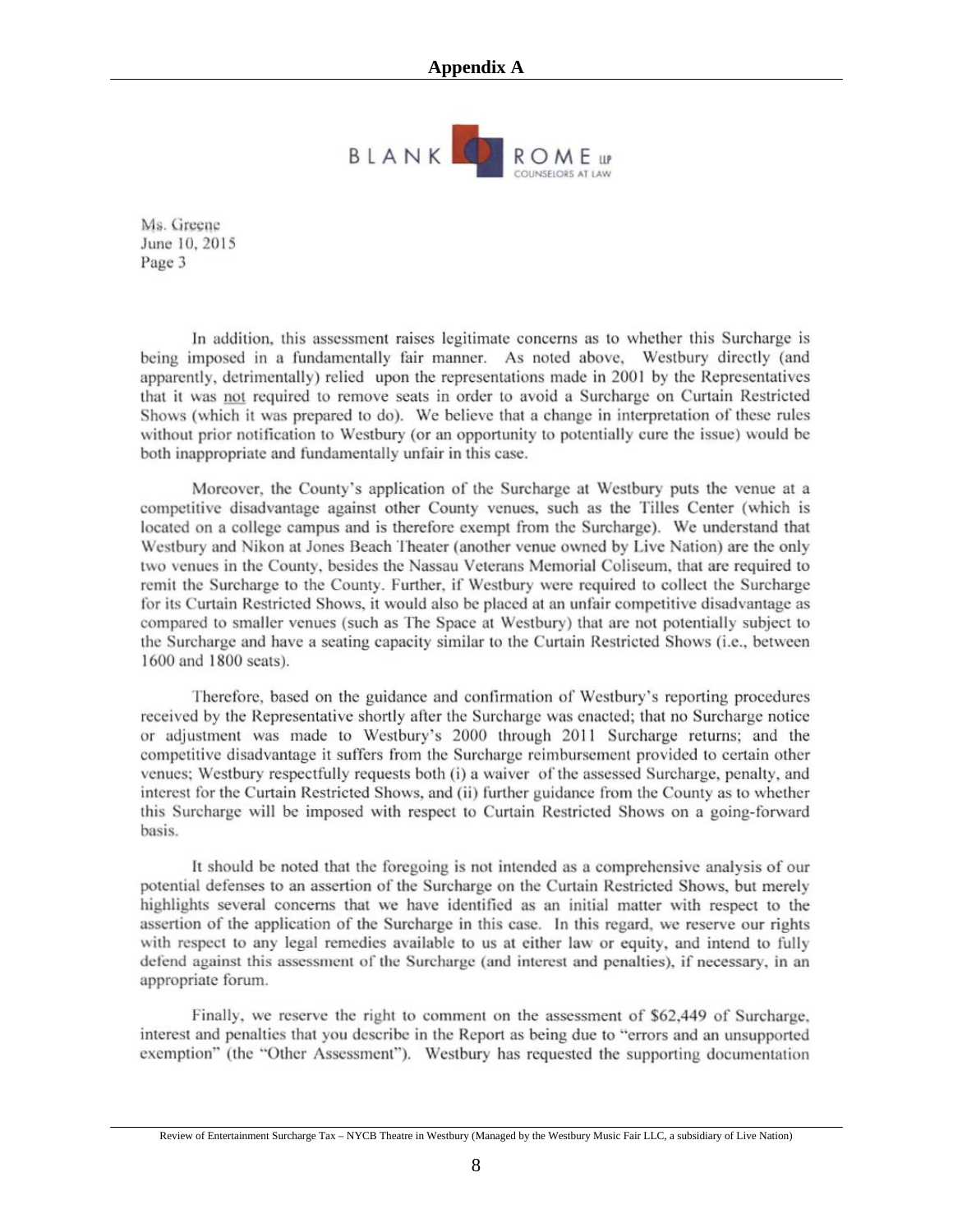## Appendix A

BLANK ROME LLP
COUNSELORS AT LAW

Ms. Greene
June 10, 2015
Page 3

In addition, this assessment raises legitimate concerns as to whether this Surcharge is being imposed in a fundamentally fair manner. As noted above, Westbury directly (and apparently, detrimentally) relied upon the representations made in 2001 by the Representatives that it was not required to remove seats in order to avoid a Surcharge on Curtain Restricted Shows (which it was prepared to do). We believe that a change in interpretation of these rules without prior notification to Westbury (or an opportunity to potentially cure the issue) would be both inappropriate and fundamentally unfair in this case.

Moreover, the County's application of the Surcharge at Westbury puts the venue at a competitive disadvantage against other County venues, such as the Tilles Center (which is located on a college campus and is therefore exempt from the Surcharge). We understand that Westbury and Nikon at Jones Beach Theater (another venue owned by Live Nation) are the only two venues in the County, besides the Nassau Veterans Memorial Coliseum, that are required to remit the Surcharge to the County. Further, if Westbury were required to collect the Surcharge for its Curtain Restricted Shows, it would also be placed at an unfair competitive disadvantage as compared to smaller venues (such as The Space at Westbury) that are not potentially subject to the Surcharge and have a seating capacity similar to the Curtain Restricted Shows (i.e., between 1600 and 1800 seats).

Therefore, based on the guidance and confirmation of Westbury's reporting procedures received by the Representative shortly after the Surcharge was enacted; that no Surcharge notice or adjustment was made to Westbury's 2000 through 2011 Surcharge returns; and the competitive disadvantage it suffers from the Surcharge reimbursement provided to certain other venues; Westbury respectfully requests both (i) a waiver of the assessed Surcharge, penalty, and interest for the Curtain Restricted Shows, and (ii) further guidance from the County as to whether this Surcharge will be imposed with respect to Curtain Restricted Shows on a going-forward basis.

It should be noted that the foregoing is not intended as a comprehensive analysis of our potential defenses to an assertion of the Surcharge on the Curtain Restricted Shows, but merely highlights several concerns that we have identified as an initial matter with respect to the assertion of the application of the Surcharge in this case. In this regard, we reserve our rights with respect to any legal remedies available to us at either law or equity, and intend to fully defend against this assessment of the Surcharge (and interest and penalties), if necessary, in an appropriate forum.

Finally, we reserve the right to comment on the assessment of $62,449 of Surcharge, interest and penalties that you describe in the Report as being due to "errors and an unsupported exemption" (the "Other Assessment"). Westbury has requested the supporting documentation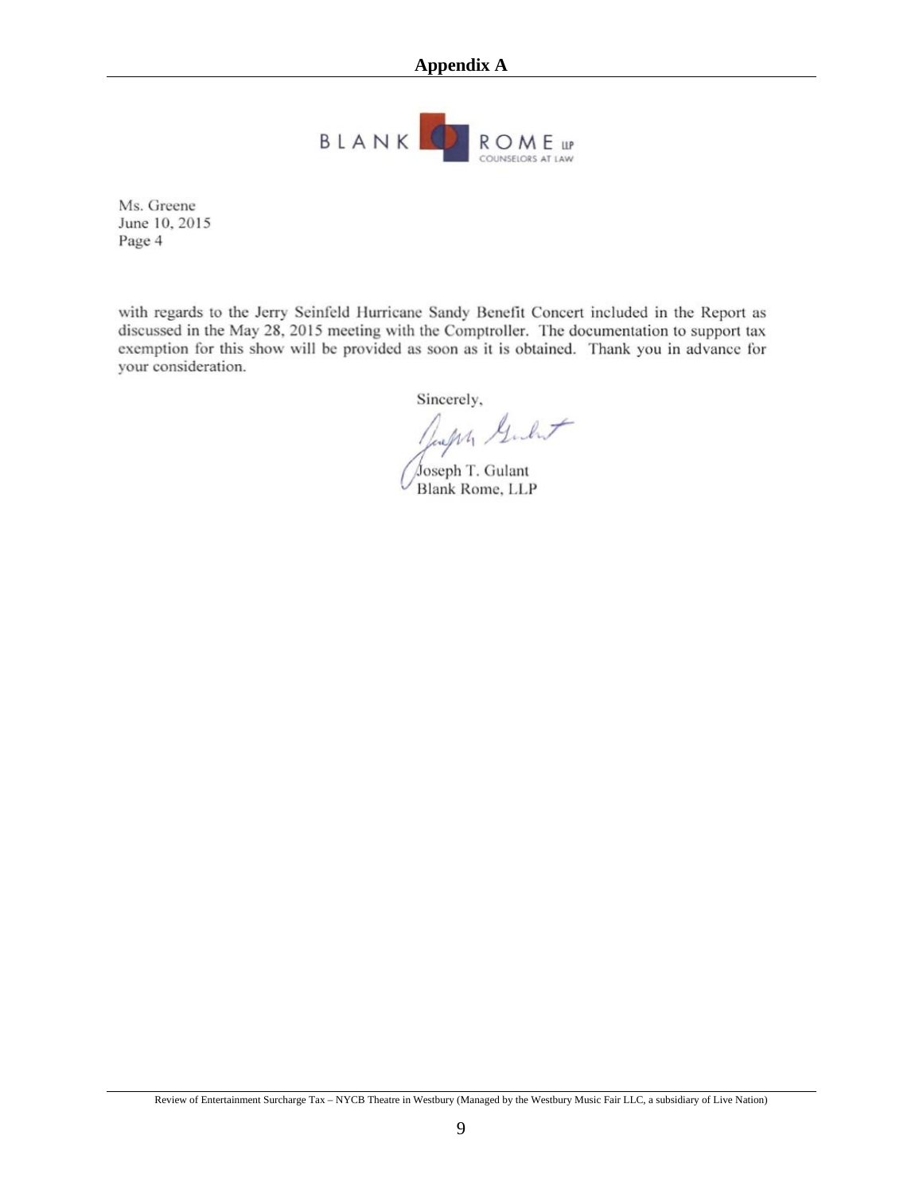## Appendix A

BLANK ROME LLP
COUNSELORS AT LAW

Ms. Greene
June 10, 2015
Page 4

with regards to the Jerry Seinfeld Hurricane Sandy Benefit Concert included in the Report as discussed in the May 28, 2015 meeting with the Comptroller. The documentation to support tax exemption for this show will be provided as soon as it is obtained. Thank you in advance for your consideration.

Sincerely,

Joseph T. Gulant
Blank Rome, LLP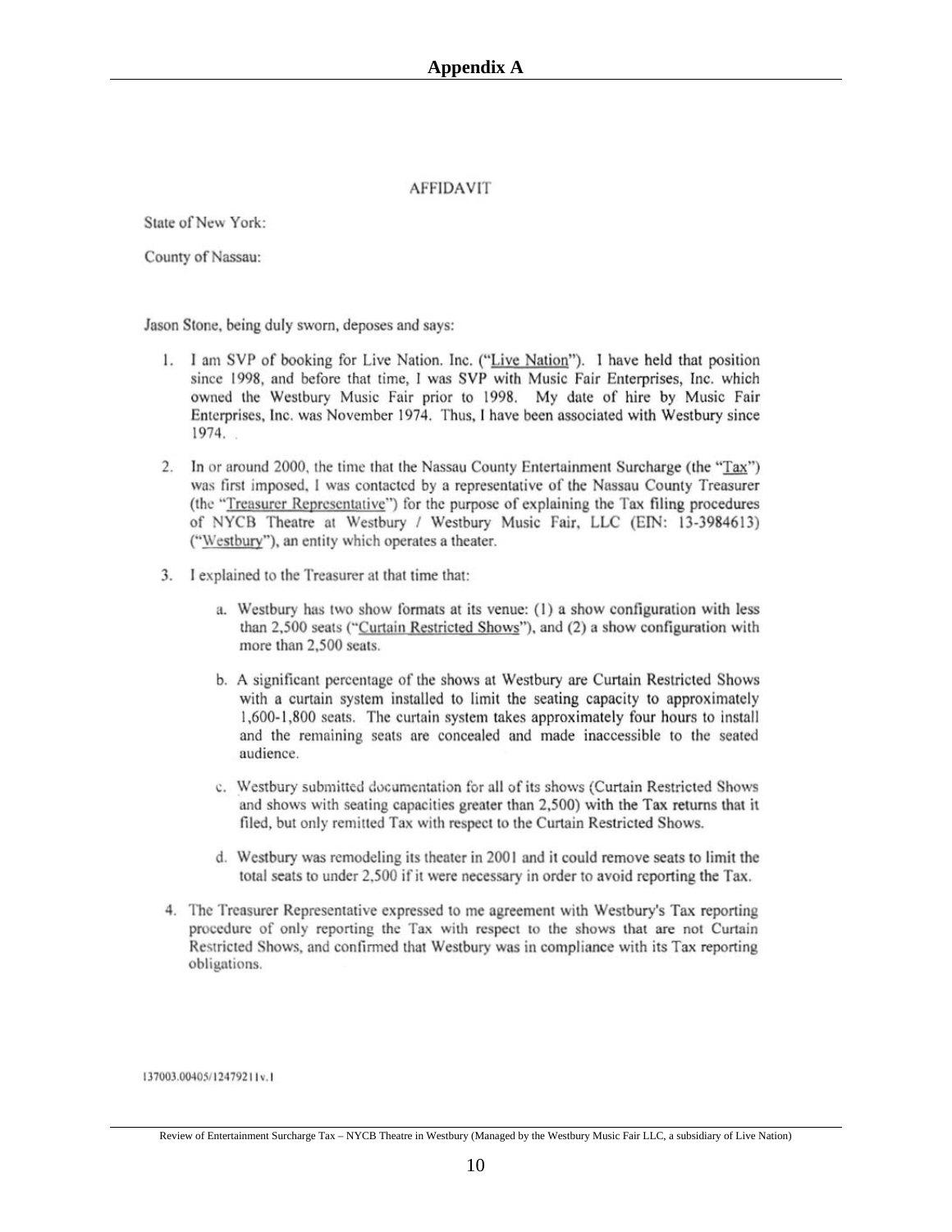# Appendix A

AFFIDAVIT

State of New York:

County of Nassau:

Jason Stone, being duly sworn, deposes and says:

1. I am SVP of booking for Live Nation. Inc. ("Live Nation"). I have held that position since 1998, and before that time, I was SVP with Music Fair Enterprises, Inc. which owned the Westbury Music Fair prior to 1998. My date of hire by Music Fair Enterprises, Inc. was November 1974. Thus, I have been associated with Westbury since 1974.

2. In or around 2000, the time that the Nassau County Entertainment Surcharge (the "Tax") was first imposed, I was contacted by a representative of the Nassau County Treasurer (the "Treasurer Representative") for the purpose of explaining the Tax filing procedures of NYCB Theatre at Westbury / Westbury Music Fair, LLC (EIN: 13-3984613) ("Westbury"), an entity which operates a theater.

3. I explained to the Treasurer at that time that:

   a. Westbury has two show formats at its venue: (1) a show configuration with less than 2,500 seats ("Curtain Restricted Shows"), and (2) a show configuration with more than 2,500 seats.

   b. A significant percentage of the shows at Westbury are Curtain Restricted Shows with a curtain system installed to limit the seating capacity to approximately 1,600-1,800 seats. The curtain system takes approximately four hours to install and the remaining seats are concealed and made inaccessible to the seated audience.

   c. Westbury submitted documentation for all of its shows (Curtain Restricted Shows and shows with seating capacities greater than 2,500) with the Tax returns that it filed, but only remitted Tax with respect to the Curtain Restricted Shows.

   d. Westbury was remodeling its theater in 2001 and it could remove seats to limit the total seats to under 2,500 if it were necessary in order to avoid reporting the Tax.

4. The Treasurer Representative expressed to me agreement with Westbury's Tax reporting procedure of only reporting the Tax with respect to the shows that are not Curtain Restricted Shows, and confirmed that Westbury was in compliance with its Tax reporting obligations.

137003.00405/12479211v.1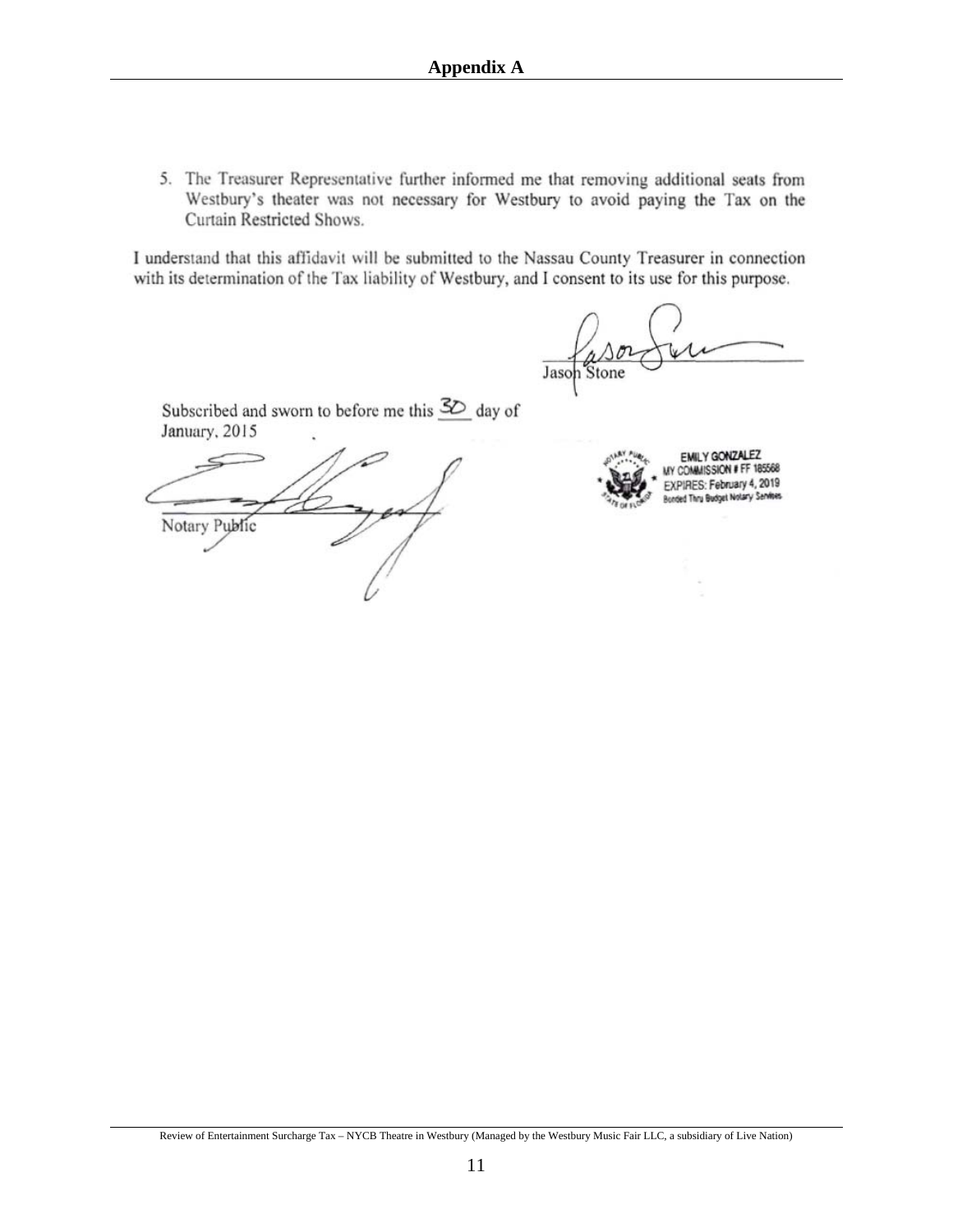## Appendix A

5. The Treasurer Representative further informed me that removing additional seats from Westbury's theater was not necessary for Westbury to avoid paying the Tax on the Curtain Restricted Shows.

I understand that this affidavit will be submitted to the Nassau County Treasurer in connection with its determination of the Tax liability of Westbury, and I consent to its use for this purpose.

Jason Stone

Subscribed and sworn to before me this 30 day of January, 2015

Notary Public

EMILY GONZALEZ
MY COMMISSION # FF 185568
EXPIRES: February 4, 2019
Bonded Thru Budget Notary Services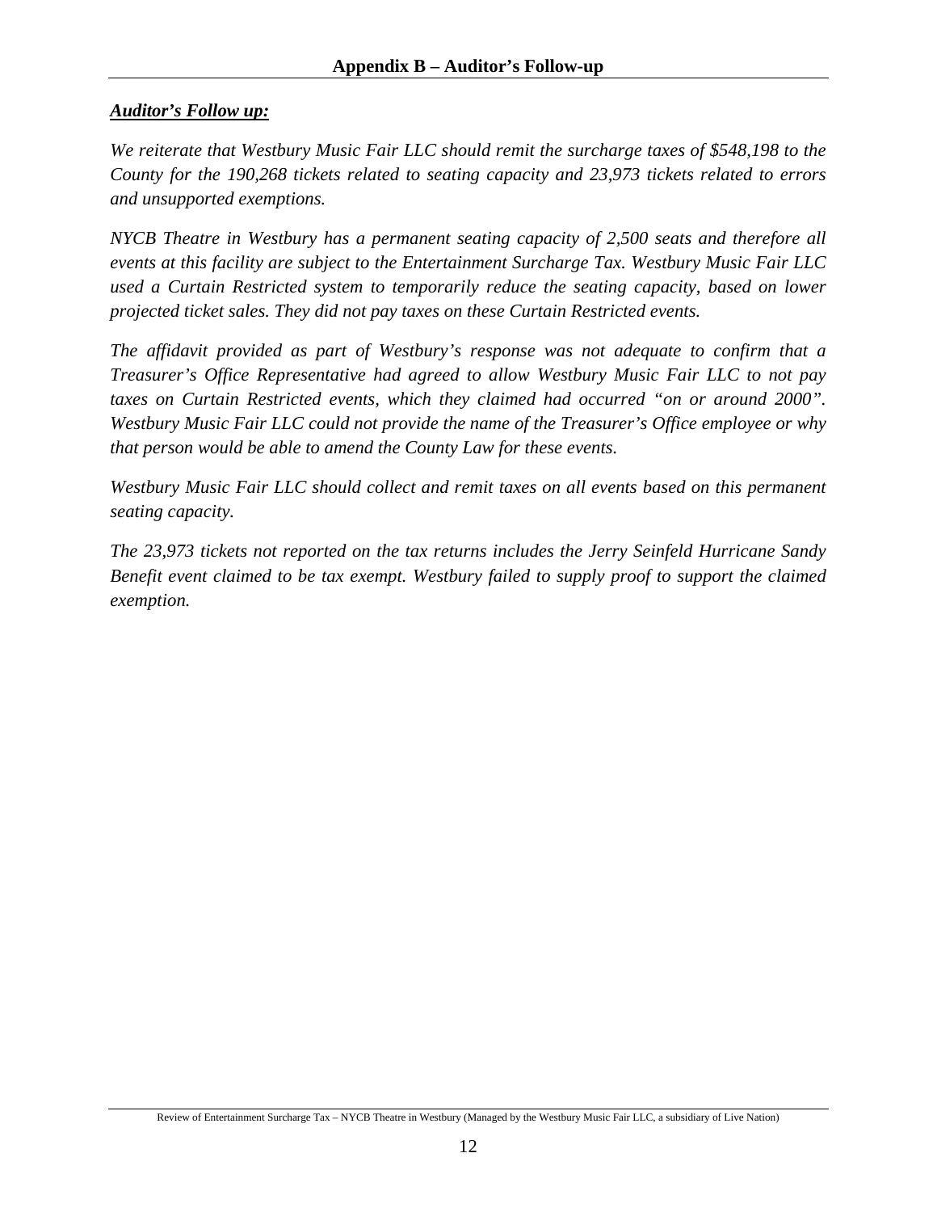## Appendix B – Auditor's Follow-up

***Auditor's Follow up:***

*We reiterate that Westbury Music Fair LLC should remit the surcharge taxes of $548,198 to the County for the 190,268 tickets related to seating capacity and 23,973 tickets related to errors and unsupported exemptions.*

*NYCB Theatre in Westbury has a permanent seating capacity of 2,500 seats and therefore all events at this facility are subject to the Entertainment Surcharge Tax. Westbury Music Fair LLC used a Curtain Restricted system to temporarily reduce the seating capacity, based on lower projected ticket sales. They did not pay taxes on these Curtain Restricted events.*

*The affidavit provided as part of Westbury's response was not adequate to confirm that a Treasurer's Office Representative had agreed to allow Westbury Music Fair LLC to not pay taxes on Curtain Restricted events, which they claimed had occurred "on or around 2000". Westbury Music Fair LLC could not provide the name of the Treasurer's Office employee or why that person would be able to amend the County Law for these events.*

*Westbury Music Fair LLC should collect and remit taxes on all events based on this permanent seating capacity.*

*The 23,973 tickets not reported on the tax returns includes the Jerry Seinfeld Hurricane Sandy Benefit event claimed to be tax exempt. Westbury failed to supply proof to support the claimed exemption.*